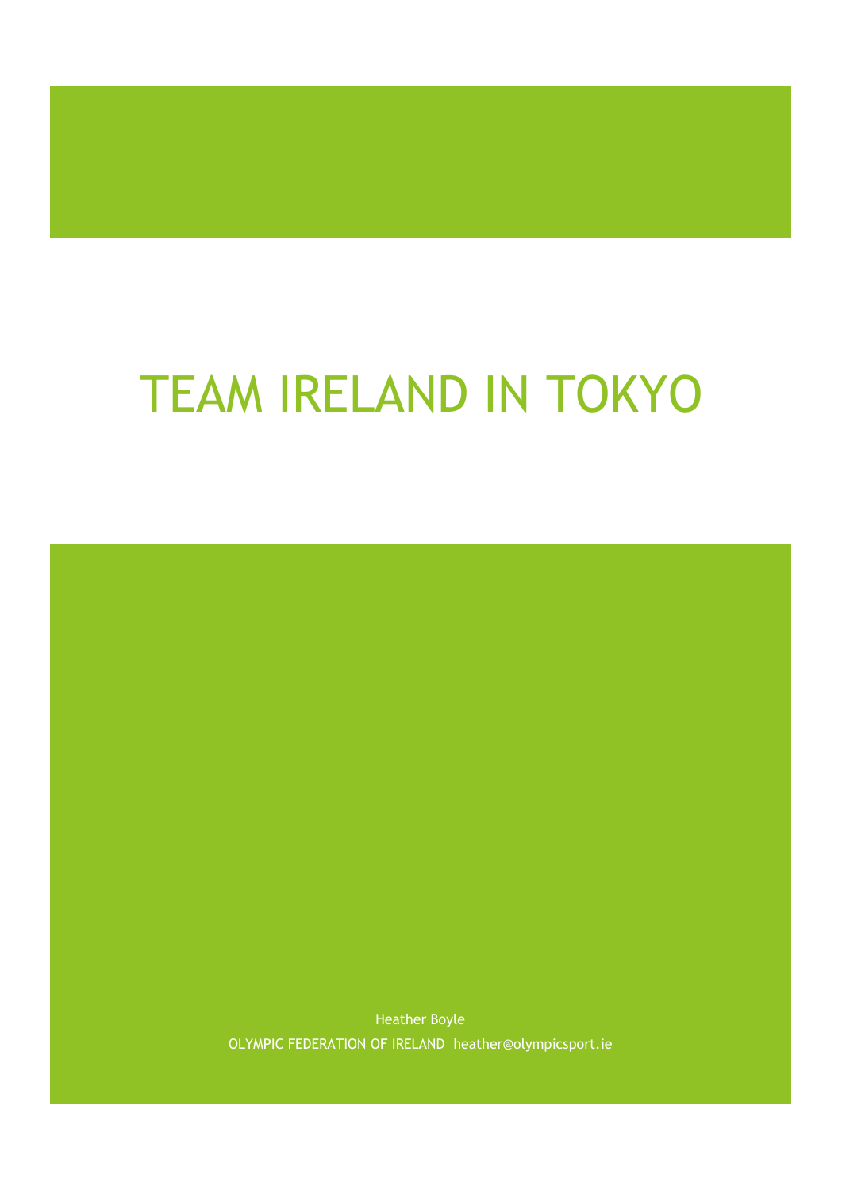# TEAM IRELAND IN TOKYO

Heather Boyle

OLYMPIC FEDERATION OF IRELAND heather@olympicsport.ie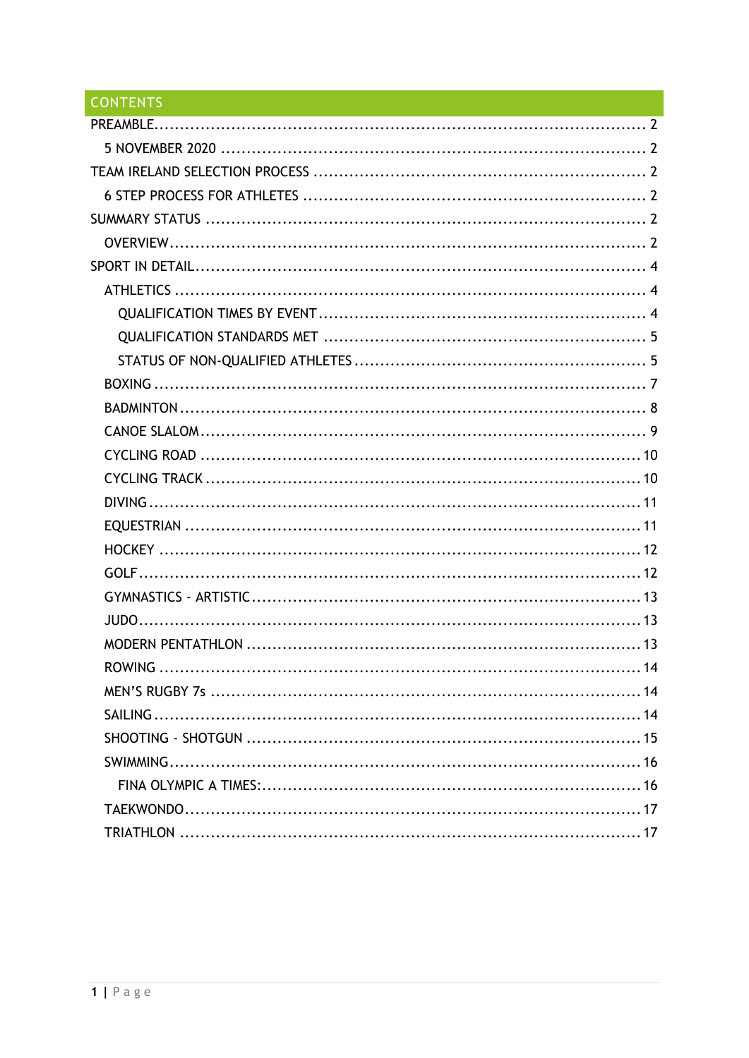## CONTENTS

- PREAMBLE ........ 2
  - 5 NOVEMBER 2020 ........ 2
- TEAM IRELAND SELECTION PROCESS ........ 2
  - 6 STEP PROCESS FOR ATHLETES ........ 2
- SUMMARY STATUS ........ 2
  - OVERVIEW ........ 2
- SPORT IN DETAIL ........ 4
  - ATHLETICS ........ 4
    - QUALIFICATION TIMES BY EVENT ........ 4
    - QUALIFICATION STANDARDS MET ........ 5
    - STATUS OF NON-QUALIFIED ATHLETES ........ 5
  - BOXING ........ 7
  - BADMINTON ........ 8
  - CANOE SLALOM ........ 9
  - CYCLING ROAD ........ 10
  - CYCLING TRACK ........ 10
  - DIVING ........ 11
  - EQUESTRIAN ........ 11
  - HOCKEY ........ 12
  - GOLF ........ 12
  - GYMNASTICS - ARTISTIC ........ 13
  - JUDO ........ 13
  - MODERN PENTATHLON ........ 13
  - ROWING ........ 14
  - MEN'S RUGBY 7s ........ 14
  - SAILING ........ 14
  - SHOOTING - SHOTGUN ........ 15
  - SWIMMING ........ 16
    - FINA OLYMPIC A TIMES: ........ 16
  - TAEKWONDO ........ 17
  - TRIATHLON ........ 17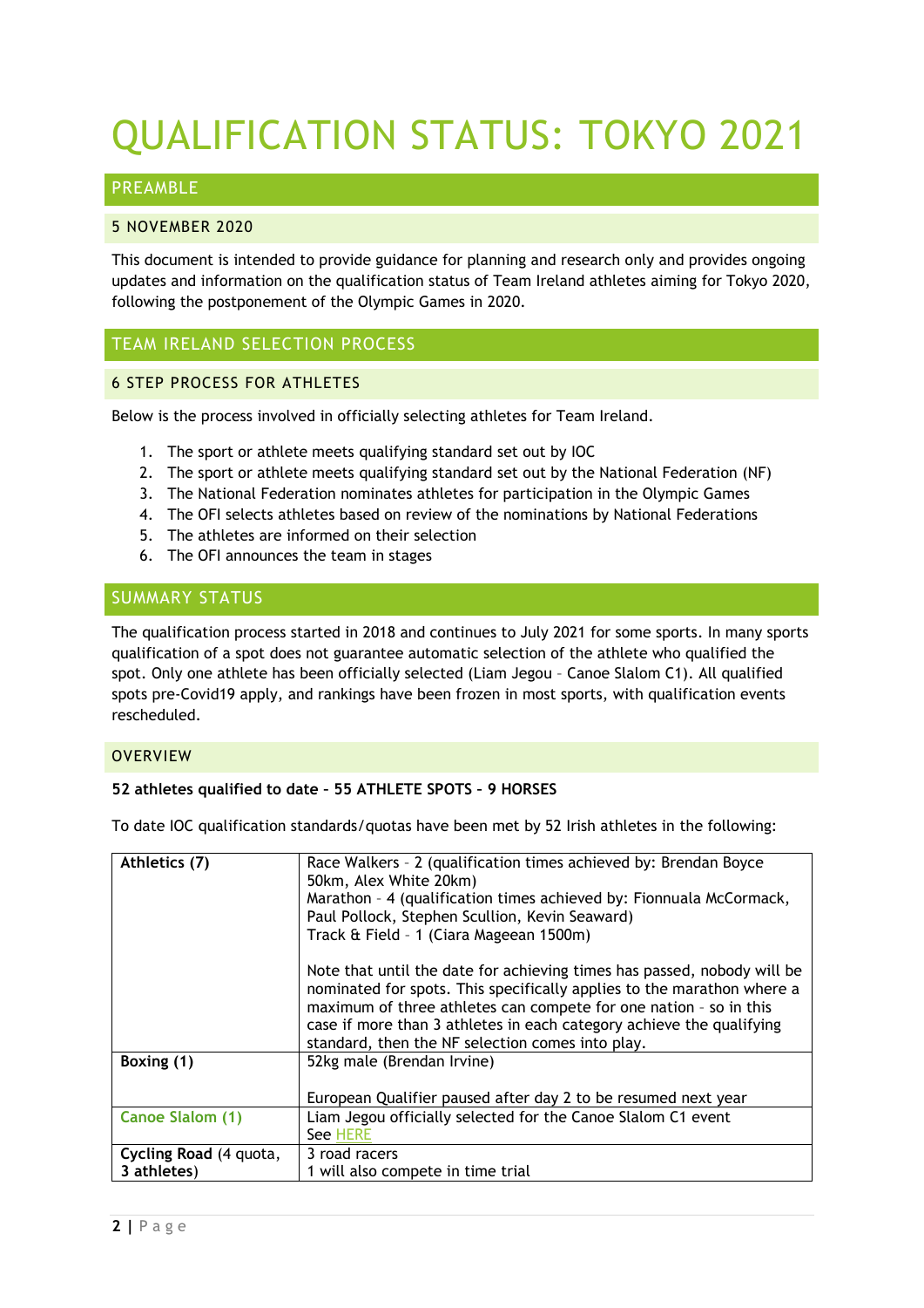# QUALIFICATION STATUS: TOKYO 2021

## PREAMBLE

### 5 NOVEMBER 2020

This document is intended to provide guidance for planning and research only and provides ongoing updates and information on the qualification status of Team Ireland athletes aiming for Tokyo 2020, following the postponement of the Olympic Games in 2020.

## TEAM IRELAND SELECTION PROCESS

### 6 STEP PROCESS FOR ATHLETES

Below is the process involved in officially selecting athletes for Team Ireland.

1. The sport or athlete meets qualifying standard set out by IOC
2. The sport or athlete meets qualifying standard set out by the National Federation (NF)
3. The National Federation nominates athletes for participation in the Olympic Games
4. The OFI selects athletes based on review of the nominations by National Federations
5. The athletes are informed on their selection
6. The OFI announces the team in stages

## SUMMARY STATUS

The qualification process started in 2018 and continues to July 2021 for some sports. In many sports qualification of a spot does not guarantee automatic selection of the athlete who qualified the spot. Only one athlete has been officially selected (Liam Jegou – Canoe Slalom C1). All qualified spots pre-Covid19 apply, and rankings have been frozen in most sports, with qualification events rescheduled.

### OVERVIEW

**52 athletes qualified to date – 55 ATHLETE SPOTS – 9 HORSES**

To date IOC qualification standards/quotas have been met by 52 Irish athletes in the following:

| | |
|---|---|
| **Athletics (7)** | Race Walkers – 2 (qualification times achieved by: Brendan Boyce 50km, Alex White 20km)<br>Marathon – 4 (qualification times achieved by: Fionnuala McCormack, Paul Pollock, Stephen Scullion, Kevin Seaward)<br>Track & Field – 1 (Ciara Mageean 1500m)<br><br>Note that until the date for achieving times has passed, nobody will be nominated for spots. This specifically applies to the marathon where a maximum of three athletes can compete for one nation – so in this case if more than 3 athletes in each category achieve the qualifying standard, then the NF selection comes into play. |
| **Boxing (1)** | 52kg male (Brendan Irvine)<br><br>European Qualifier paused after day 2 to be resumed next year |
| **Canoe Slalom (1)** | Liam Jegou officially selected for the Canoe Slalom C1 event<br>See HERE |
| **Cycling Road** (4 quota, 3 athletes) | 3 road racers<br>1 will also compete in time trial |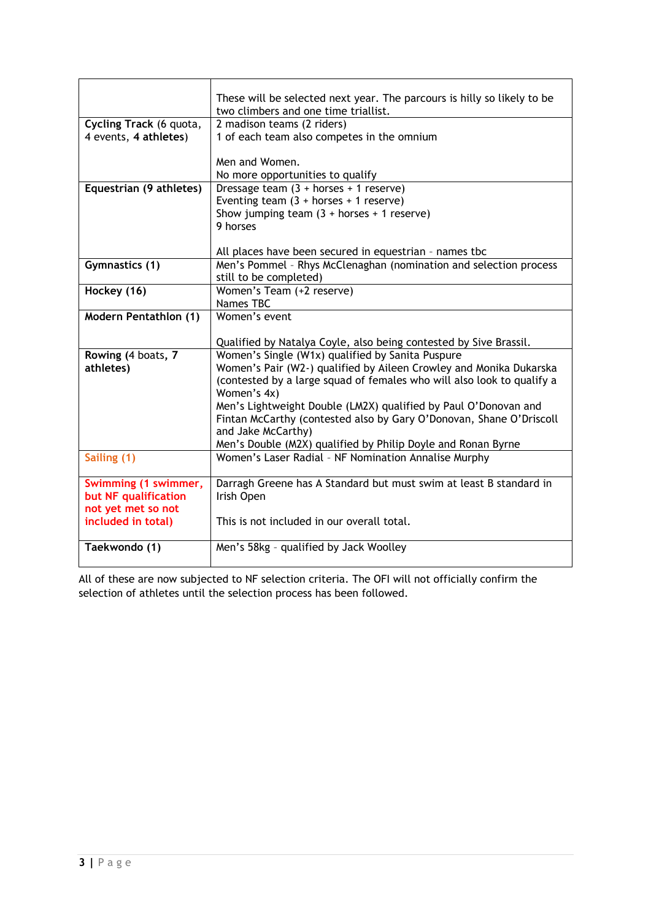| | |
|---|---|
| | These will be selected next year. The parcours is hilly so likely to be two climbers and one time triallist. |
| **Cycling Track** (6 quota, 4 events, **4 athletes**) | 2 madison teams (2 riders)<br>1 of each team also competes in the omnium<br><br>Men and Women.<br>No more opportunities to qualify |
| **Equestrian (9 athletes)** | Dressage team (3 + horses + 1 reserve)<br>Eventing team (3 + horses + 1 reserve)<br>Show jumping team (3 + horses + 1 reserve)<br>9 horses<br><br>All places have been secured in equestrian – names tbc |
| **Gymnastics (1)** | Men's Pommel – Rhys McClenaghan (nomination and selection process still to be completed) |
| **Hockey (16)** | Women's Team (+2 reserve)<br>Names TBC |
| **Modern Pentathlon (1)** | Women's event<br><br>Qualified by Natalya Coyle, also being contested by Sive Brassil. |
| **Rowing** (4 boats, **7 athletes)** | Women's Single (W1x) qualified by Sanita Puspure<br>Women's Pair (W2-) qualified by Aileen Crowley and Monika Dukarska (contested by a large squad of females who will also look to qualify a Women's 4x)<br>Men's Lightweight Double (LM2X) qualified by Paul O'Donovan and Fintan McCarthy (contested also by Gary O'Donovan, Shane O'Driscoll and Jake McCarthy)<br>Men's Double (M2X) qualified by Philip Doyle and Ronan Byrne |
| **Sailing (1)** | Women's Laser Radial – NF Nomination Annalise Murphy |
| **Swimming (1 swimmer, but NF qualification not yet met so not included in total)** | Darragh Greene has A Standard but must swim at least B standard in Irish Open<br><br>This is not included in our overall total. |
| **Taekwondo (1)** | Men's 58kg – qualified by Jack Woolley |

All of these are now subjected to NF selection criteria. The OFI will not officially confirm the selection of athletes until the selection process has been followed.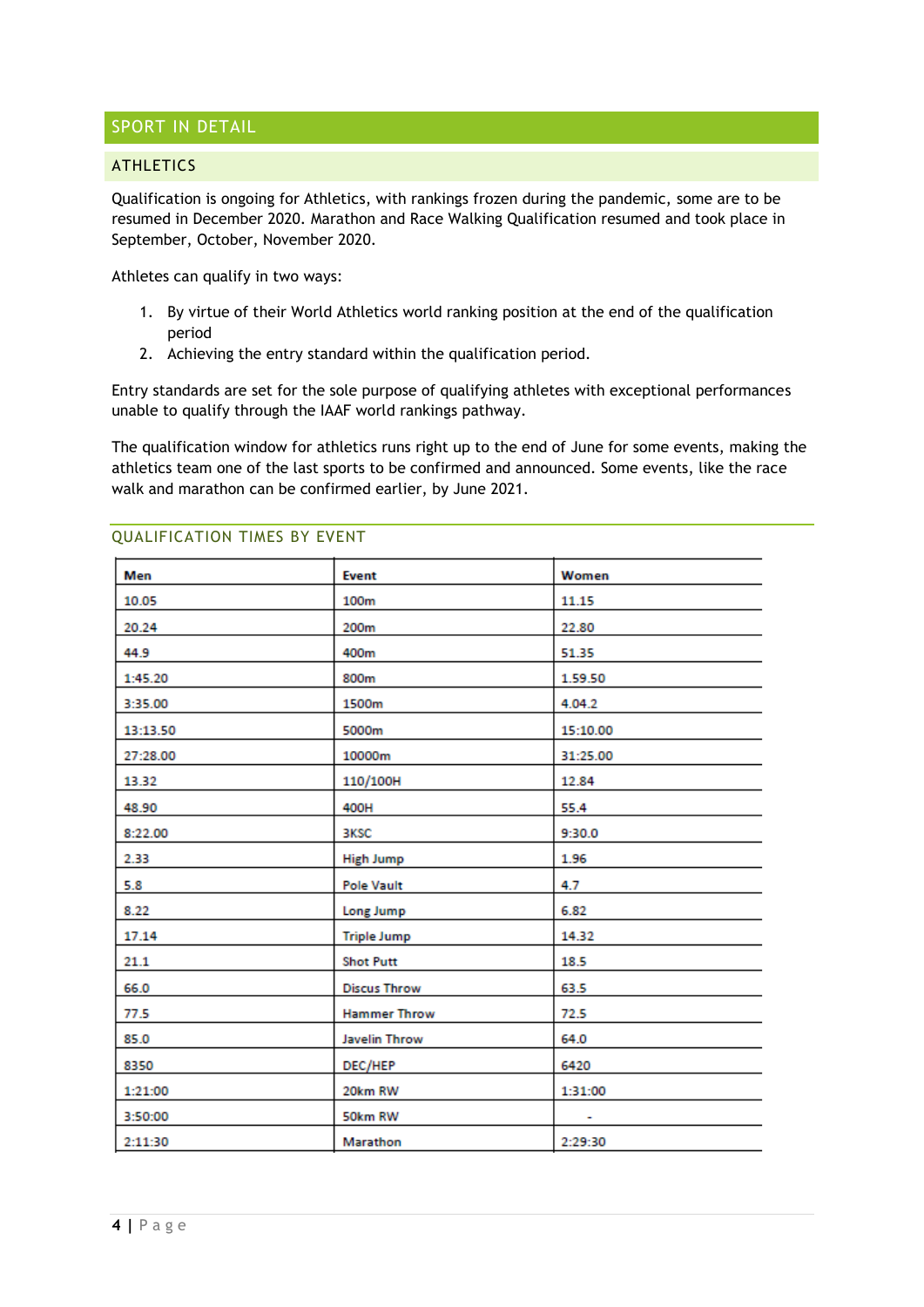# SPORT IN DETAIL

## ATHLETICS

Qualification is ongoing for Athletics, with rankings frozen during the pandemic, some are to be resumed in December 2020. Marathon and Race Walking Qualification resumed and took place in September, October, November 2020.

Athletes can qualify in two ways:

1. By virtue of their World Athletics world ranking position at the end of the qualification period
2. Achieving the entry standard within the qualification period.

Entry standards are set for the sole purpose of qualifying athletes with exceptional performances unable to qualify through the IAAF world rankings pathway.

The qualification window for athletics runs right up to the end of June for some events, making the athletics team one of the last sports to be confirmed and announced. Some events, like the race walk and marathon can be confirmed earlier, by June 2021.

### QUALIFICATION TIMES BY EVENT

| Men | Event | Women |
|---|---|---|
| 10.05 | 100m | 11.15 |
| 20.24 | 200m | 22.80 |
| 44.9 | 400m | 51.35 |
| 1:45.20 | 800m | 1.59.50 |
| 3:35.00 | 1500m | 4.04.2 |
| 13:13.50 | 5000m | 15:10.00 |
| 27:28.00 | 10000m | 31:25.00 |
| 13.32 | 110/100H | 12.84 |
| 48.90 | 400H | 55.4 |
| 8:22.00 | 3KSC | 9:30.0 |
| 2.33 | High Jump | 1.96 |
| 5.8 | Pole Vault | 4.7 |
| 8.22 | Long Jump | 6.82 |
| 17.14 | Triple Jump | 14.32 |
| 21.1 | Shot Putt | 18.5 |
| 66.0 | Discus Throw | 63.5 |
| 77.5 | Hammer Throw | 72.5 |
| 85.0 | Javelin Throw | 64.0 |
| 8350 | DEC/HEP | 6420 |
| 1:21:00 | 20km RW | 1:31:00 |
| 3:50:00 | 50km RW | - |
| 2:11:30 | Marathon | 2:29:30 |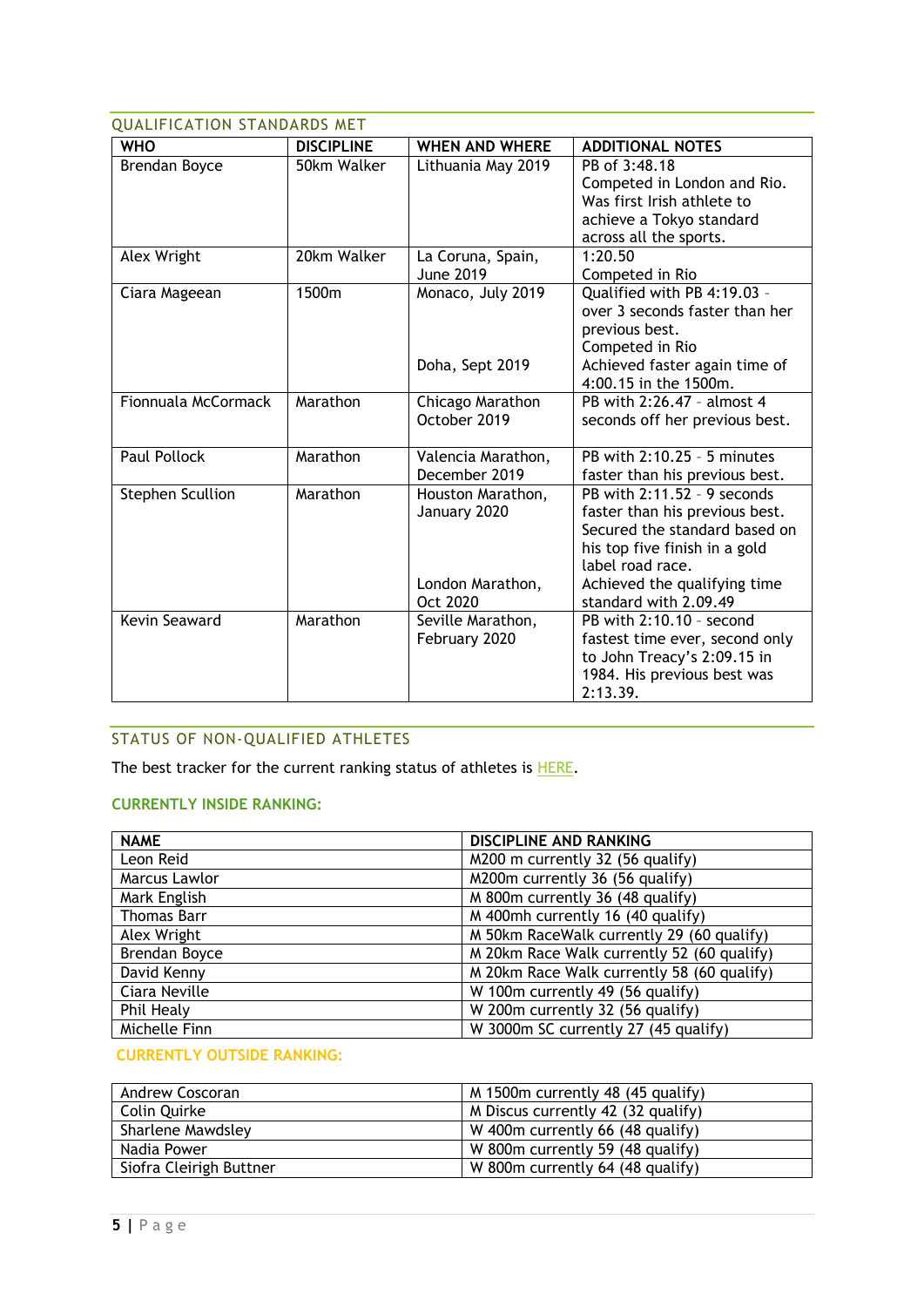## QUALIFICATION STANDARDS MET

| WHO | DISCIPLINE | WHEN AND WHERE | ADDITIONAL NOTES |
|---|---|---|---|
| Brendan Boyce | 50km Walker | Lithuania May 2019 | PB of 3:48.18 Competed in London and Rio. Was first Irish athlete to achieve a Tokyo standard across all the sports. |
| Alex Wright | 20km Walker | La Coruna, Spain, June 2019 | 1:20.50 Competed in Rio |
| Ciara Mageean | 1500m | Monaco, July 2019<br><br>Doha, Sept 2019 | Qualified with PB 4:19.03 - over 3 seconds faster than her previous best. Competed in Rio<br>Achieved faster again time of 4:00.15 in the 1500m. |
| Fionnuala McCormack | Marathon | Chicago Marathon October 2019 | PB with 2:26.47 - almost 4 seconds off her previous best. |
| Paul Pollock | Marathon | Valencia Marathon, December 2019 | PB with 2:10.25 - 5 minutes faster than his previous best. |
| Stephen Scullion | Marathon | Houston Marathon, January 2020<br><br>London Marathon, Oct 2020 | PB with 2:11.52 - 9 seconds faster than his previous best. Secured the standard based on his top five finish in a gold label road race.<br>Achieved the qualifying time standard with 2.09.49 |
| Kevin Seaward | Marathon | Seville Marathon, February 2020 | PB with 2:10.10 - second fastest time ever, second only to John Treacy's 2:09.15 in 1984. His previous best was 2:13.39. |

## STATUS OF NON-QUALIFIED ATHLETES

The best tracker for the current ranking status of athletes is HERE.

### CURRENTLY INSIDE RANKING:

| NAME | DISCIPLINE AND RANKING |
|---|---|
| Leon Reid | M200 m currently 32 (56 qualify) |
| Marcus Lawlor | M200m currently 36 (56 qualify) |
| Mark English | M 800m currently 36 (48 qualify) |
| Thomas Barr | M 400mh currently 16 (40 qualify) |
| Alex Wright | M 50km RaceWalk currently 29 (60 qualify) |
| Brendan Boyce | M 20km Race Walk currently 52 (60 qualify) |
| David Kenny | M 20km Race Walk currently 58 (60 qualify) |
| Ciara Neville | W 100m currently 49 (56 qualify) |
| Phil Healy | W 200m currently 32 (56 qualify) |
| Michelle Finn | W 3000m SC currently 27 (45 qualify) |

### CURRENTLY OUTSIDE RANKING:

| | |
|---|---|
| Andrew Coscoran | M 1500m currently 48 (45 qualify) |
| Colin Quirke | M Discus currently 42 (32 qualify) |
| Sharlene Mawdsley | W 400m currently 66 (48 qualify) |
| Nadia Power | W 800m currently 59 (48 qualify) |
| Siofra Cleirigh Buttner | W 800m currently 64 (48 qualify) |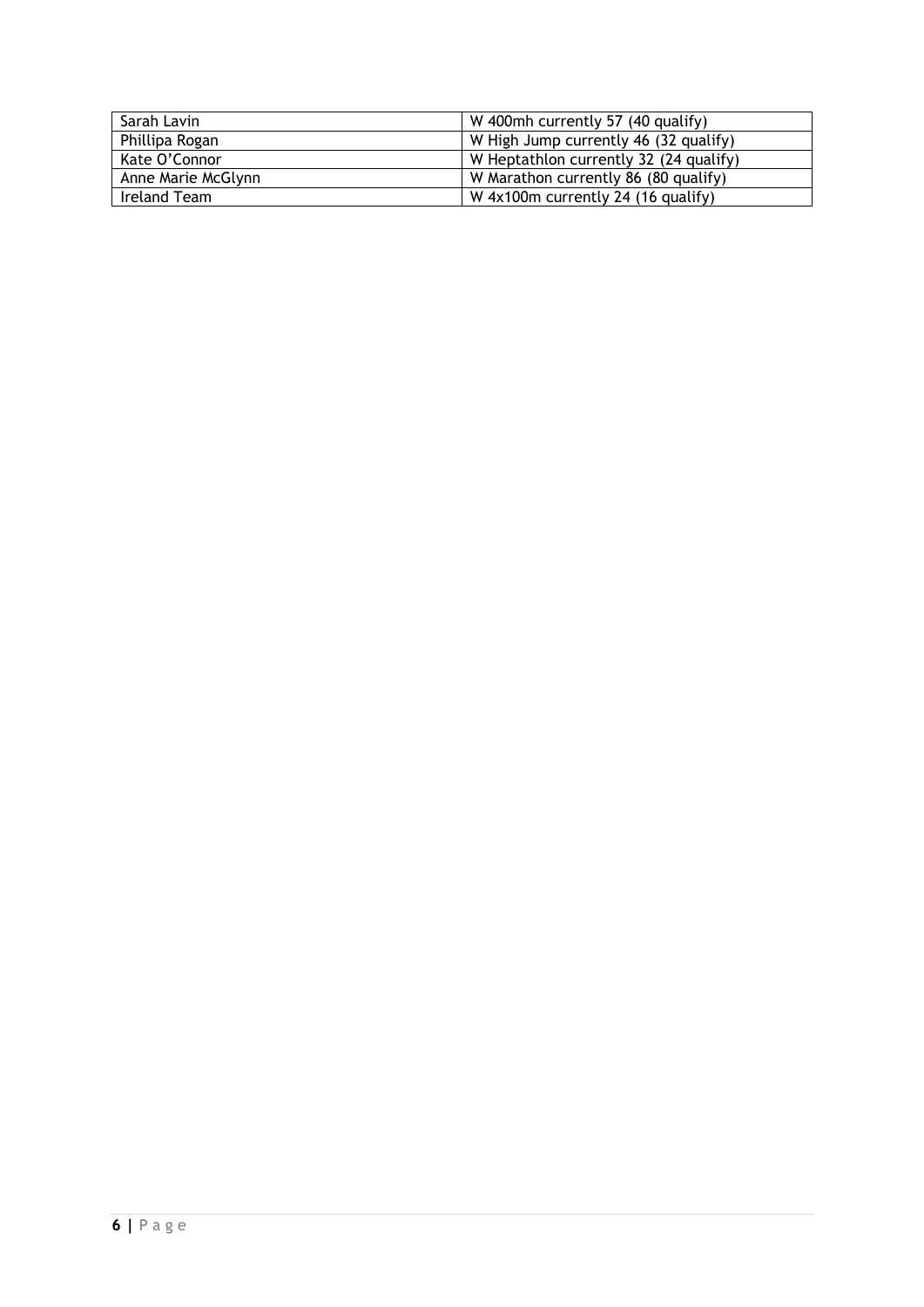| Sarah Lavin | W 400mh currently 57 (40 qualify) |
| --- | --- |
| Phillipa Rogan | W High Jump currently 46 (32 qualify) |
| Kate O'Connor | W Heptathlon currently 32 (24 qualify) |
| Anne Marie McGlynn | W Marathon currently 86 (80 qualify) |
| Ireland Team | W 4x100m currently 24 (16 qualify) |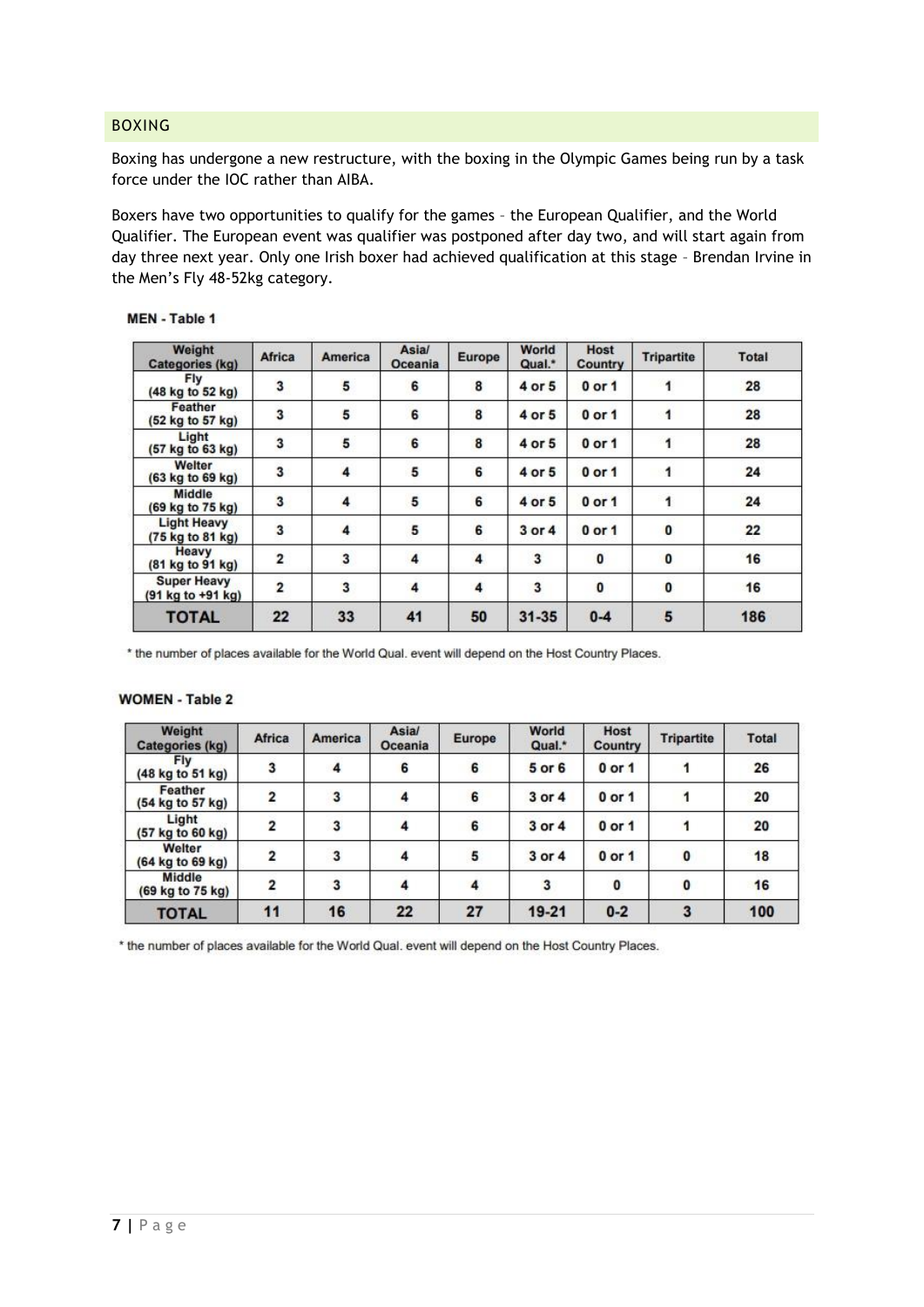## BOXING

Boxing has undergone a new restructure, with the boxing in the Olympic Games being run by a task force under the IOC rather than AIBA.

Boxers have two opportunities to qualify for the games – the European Qualifier, and the World Qualifier. The European event was qualifier was postponed after day two, and will start again from day three next year. Only one Irish boxer had achieved qualification at this stage – Brendan Irvine in the Men's Fly 48-52kg category.

**MEN - Table 1**

| Weight Categories (kg) | Africa | America | Asia/ Oceania | Europe | World Qual.* | Host Country | Tripartite | Total |
|---|---|---|---|---|---|---|---|---|
| Fly (48 kg to 52 kg) | 3 | 5 | 6 | 8 | 4 or 5 | 0 or 1 | 1 | 28 |
| Feather (52 kg to 57 kg) | 3 | 5 | 6 | 8 | 4 or 5 | 0 or 1 | 1 | 28 |
| Light (57 kg to 63 kg) | 3 | 5 | 6 | 8 | 4 or 5 | 0 or 1 | 1 | 28 |
| Welter (63 kg to 69 kg) | 3 | 4 | 5 | 6 | 4 or 5 | 0 or 1 | 1 | 24 |
| Middle (69 kg to 75 kg) | 3 | 4 | 5 | 6 | 4 or 5 | 0 or 1 | 1 | 24 |
| Light Heavy (75 kg to 81 kg) | 3 | 4 | 5 | 6 | 3 or 4 | 0 or 1 | 0 | 22 |
| Heavy (81 kg to 91 kg) | 2 | 3 | 4 | 4 | 3 | 0 | 0 | 16 |
| Super Heavy (91 kg to +91 kg) | 2 | 3 | 4 | 4 | 3 | 0 | 0 | 16 |
| **TOTAL** | **22** | **33** | **41** | **50** | **31-35** | **0-4** | **5** | **186** |

\* the number of places available for the World Qual. event will depend on the Host Country Places.

**WOMEN - Table 2**

| Weight Categories (kg) | Africa | America | Asia/ Oceania | Europe | World Qual.* | Host Country | Tripartite | Total |
|---|---|---|---|---|---|---|---|---|
| Fly (48 kg to 51 kg) | 3 | 4 | 6 | 6 | 5 or 6 | 0 or 1 | 1 | 26 |
| Feather (54 kg to 57 kg) | 2 | 3 | 4 | 6 | 3 or 4 | 0 or 1 | 1 | 20 |
| Light (57 kg to 60 kg) | 2 | 3 | 4 | 6 | 3 or 4 | 0 or 1 | 1 | 20 |
| Welter (64 kg to 69 kg) | 2 | 3 | 4 | 5 | 3 or 4 | 0 or 1 | 0 | 18 |
| Middle (69 kg to 75 kg) | 2 | 3 | 4 | 4 | 3 | 0 | 0 | 16 |
| **TOTAL** | **11** | **16** | **22** | **27** | **19-21** | **0-2** | **3** | **100** |

\* the number of places available for the World Qual. event will depend on the Host Country Places.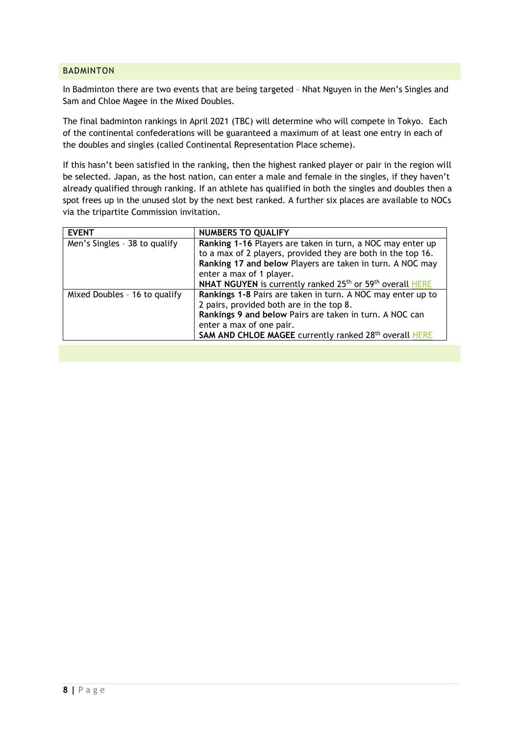## BADMINTON

In Badminton there are two events that are being targeted – Nhat Nguyen in the Men's Singles and Sam and Chloe Magee in the Mixed Doubles.

The final badminton rankings in April 2021 (TBC) will determine who will compete in Tokyo. Each of the continental confederations will be guaranteed a maximum of at least one entry in each of the doubles and singles (called Continental Representation Place scheme).

If this hasn't been satisfied in the ranking, then the highest ranked player or pair in the region will be selected. Japan, as the host nation, can enter a male and female in the singles, if they haven't already qualified through ranking. If an athlete has qualified in both the singles and doubles then a spot frees up in the unused slot by the next best ranked. A further six places are available to NOCs via the tripartite Commission invitation.

| EVENT | NUMBERS TO QUALIFY |
|---|---|
| Men's Singles – 38 to qualify | **Ranking 1-16** Players are taken in turn, a NOC may enter up to a max of 2 players, provided they are both in the top 16. **Ranking 17 and below** Players are taken in turn. A NOC may enter a max of 1 player. **NHAT NGUYEN** is currently ranked 25th or 59th overall HERE |
| Mixed Doubles – 16 to qualify | **Rankings 1-8** Pairs are taken in turn. A NOC may enter up to 2 pairs, provided both are in the top 8. **Rankings 9 and below** Pairs are taken in turn. A NOC can enter a max of one pair. **SAM AND CHLOE MAGEE** currently ranked 28th overall HERE |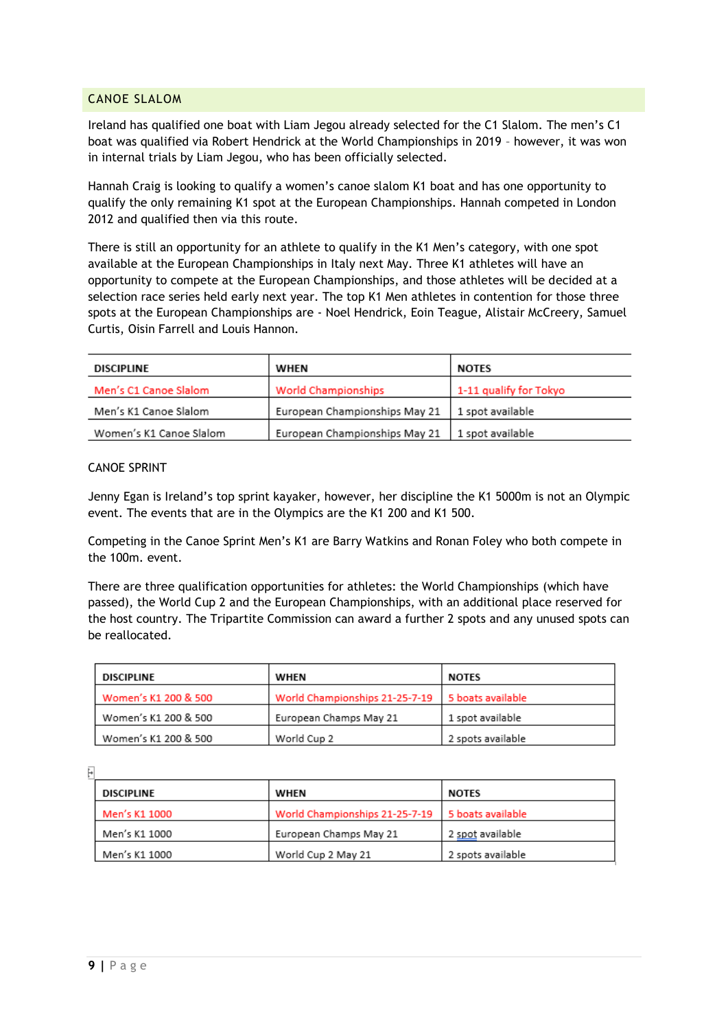## CANOE SLALOM

Ireland has qualified one boat with Liam Jegou already selected for the C1 Slalom. The men's C1 boat was qualified via Robert Hendrick at the World Championships in 2019 – however, it was won in internal trials by Liam Jegou, who has been officially selected.

Hannah Craig is looking to qualify a women's canoe slalom K1 boat and has one opportunity to qualify the only remaining K1 spot at the European Championships. Hannah competed in London 2012 and qualified then via this route.

There is still an opportunity for an athlete to qualify in the K1 Men's category, with one spot available at the European Championships in Italy next May. Three K1 athletes will have an opportunity to compete at the European Championships, and those athletes will be decided at a selection race series held early next year. The top K1 Men athletes in contention for those three spots at the European Championships are - Noel Hendrick, Eoin Teague, Alistair McCreery, Samuel Curtis, Oisin Farrell and Louis Hannon.

| DISCIPLINE | WHEN | NOTES |
|---|---|---|
| Men's C1 Canoe Slalom | World Championships | 1-11 qualify for Tokyo |
| Men's K1 Canoe Slalom | European Championships May 21 | 1 spot available |
| Women's K1 Canoe Slalom | European Championships May 21 | 1 spot available |

## CANOE SPRINT

Jenny Egan is Ireland's top sprint kayaker, however, her discipline the K1 5000m is not an Olympic event. The events that are in the Olympics are the K1 200 and K1 500.

Competing in the Canoe Sprint Men's K1 are Barry Watkins and Ronan Foley who both compete in the 100m. event.

There are three qualification opportunities for athletes: the World Championships (which have passed), the World Cup 2 and the European Championships, with an additional place reserved for the host country. The Tripartite Commission can award a further 2 spots and any unused spots can be reallocated.

| DISCIPLINE | WHEN | NOTES |
|---|---|---|
| Women's K1 200 & 500 | World Championships 21-25-7-19 | 5 boats available |
| Women's K1 200 & 500 | European Champs May 21 | 1 spot available |
| Women's K1 200 & 500 | World Cup 2 | 2 spots available |

| DISCIPLINE | WHEN | NOTES |
|---|---|---|
| Men's K1 1000 | World Championships 21-25-7-19 | 5 boats available |
| Men's K1 1000 | European Champs May 21 | 2 spot available |
| Men's K1 1000 | World Cup 2 May 21 | 2 spots available |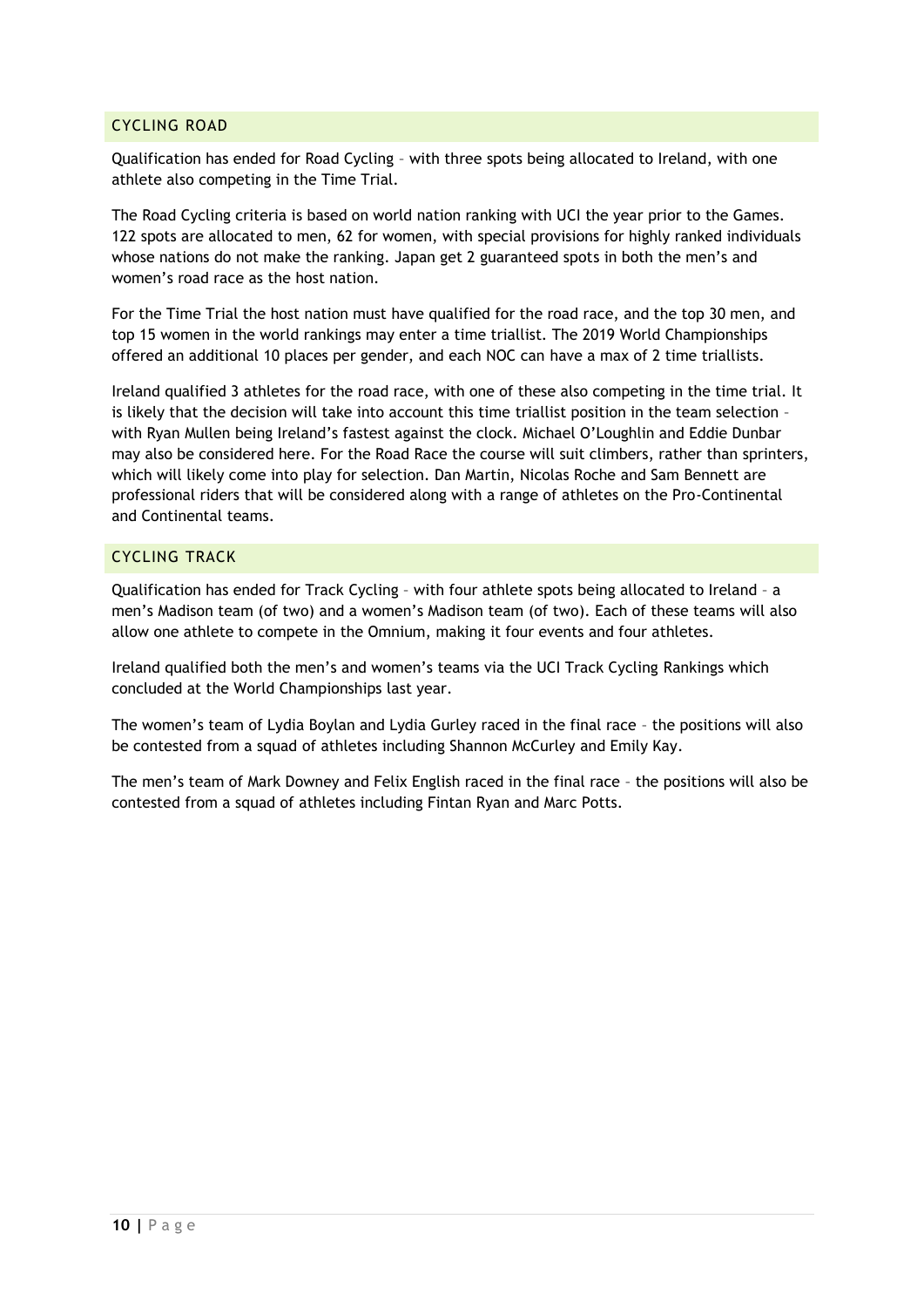## CYCLING ROAD

Qualification has ended for Road Cycling – with three spots being allocated to Ireland, with one athlete also competing in the Time Trial.

The Road Cycling criteria is based on world nation ranking with UCI the year prior to the Games. 122 spots are allocated to men, 62 for women, with special provisions for highly ranked individuals whose nations do not make the ranking. Japan get 2 guaranteed spots in both the men's and women's road race as the host nation.

For the Time Trial the host nation must have qualified for the road race, and the top 30 men, and top 15 women in the world rankings may enter a time triallist. The 2019 World Championships offered an additional 10 places per gender, and each NOC can have a max of 2 time triallists.

Ireland qualified 3 athletes for the road race, with one of these also competing in the time trial. It is likely that the decision will take into account this time triallist position in the team selection – with Ryan Mullen being Ireland's fastest against the clock. Michael O'Loughlin and Eddie Dunbar may also be considered here. For the Road Race the course will suit climbers, rather than sprinters, which will likely come into play for selection. Dan Martin, Nicolas Roche and Sam Bennett are professional riders that will be considered along with a range of athletes on the Pro-Continental and Continental teams.

## CYCLING TRACK

Qualification has ended for Track Cycling – with four athlete spots being allocated to Ireland – a men's Madison team (of two) and a women's Madison team (of two). Each of these teams will also allow one athlete to compete in the Omnium, making it four events and four athletes.

Ireland qualified both the men's and women's teams via the UCI Track Cycling Rankings which concluded at the World Championships last year.

The women's team of Lydia Boylan and Lydia Gurley raced in the final race – the positions will also be contested from a squad of athletes including Shannon McCurley and Emily Kay.

The men's team of Mark Downey and Felix English raced in the final race – the positions will also be contested from a squad of athletes including Fintan Ryan and Marc Potts.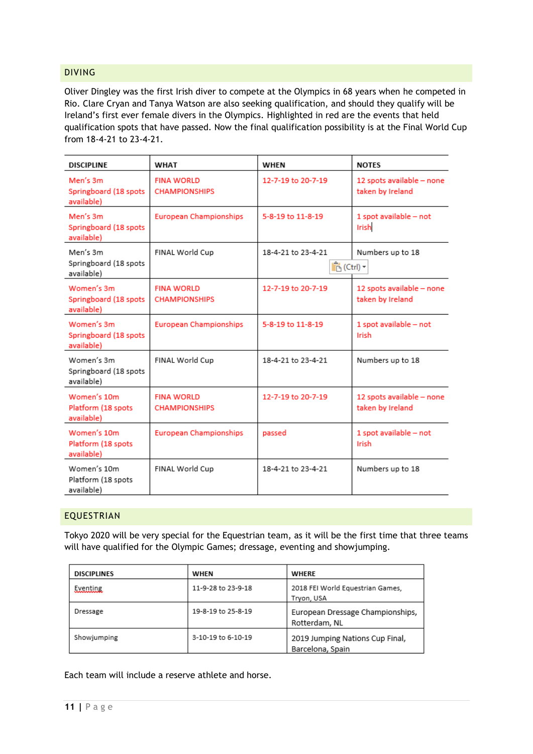## DIVING

Oliver Dingley was the first Irish diver to compete at the Olympics in 68 years when he competed in Rio. Clare Cryan and Tanya Watson are also seeking qualification, and should they qualify will be Ireland's first ever female divers in the Olympics. Highlighted in red are the events that held qualification spots that have passed. Now the final qualification possibility is at the Final World Cup from 18-4-21 to 23-4-21.

| DISCIPLINE | WHAT | WHEN | NOTES |
|---|---|---|---|
| Men's 3m Springboard (18 spots available) | FINA WORLD CHAMPIONSHIPS | 12-7-19 to 20-7-19 | 12 spots available – none taken by Ireland |
| Men's 3m Springboard (18 spots available) | European Championships | 5-8-19 to 11-8-19 | 1 spot available – not Irish |
| Men's 3m Springboard (18 spots available) | FINAL World Cup | 18-4-21 to 23-4-21 | Numbers up to 18 |
| Women's 3m Springboard (18 spots available) | FINA WORLD CHAMPIONSHIPS | 12-7-19 to 20-7-19 | 12 spots available – none taken by Ireland |
| Women's 3m Springboard (18 spots available) | European Championships | 5-8-19 to 11-8-19 | 1 spot available – not Irish |
| Women's 3m Springboard (18 spots available) | FINAL World Cup | 18-4-21 to 23-4-21 | Numbers up to 18 |
| Women's 10m Platform (18 spots available) | FINA WORLD CHAMPIONSHIPS | 12-7-19 to 20-7-19 | 12 spots available – none taken by Ireland |
| Women's 10m Platform (18 spots available) | European Championships | passed | 1 spot available – not Irish |
| Women's 10m Platform (18 spots available) | FINAL World Cup | 18-4-21 to 23-4-21 | Numbers up to 18 |

## EQUESTRIAN

Tokyo 2020 will be very special for the Equestrian team, as it will be the first time that three teams will have qualified for the Olympic Games; dressage, eventing and showjumping.

| DISCIPLINES | WHEN | WHERE |
|---|---|---|
| Eventing | 11-9-28 to 23-9-18 | 2018 FEI World Equestrian Games, Tryon, USA |
| Dressage | 19-8-19 to 25-8-19 | European Dressage Championships, Rotterdam, NL |
| Showjumping | 3-10-19 to 6-10-19 | 2019 Jumping Nations Cup Final, Barcelona, Spain |

Each team will include a reserve athlete and horse.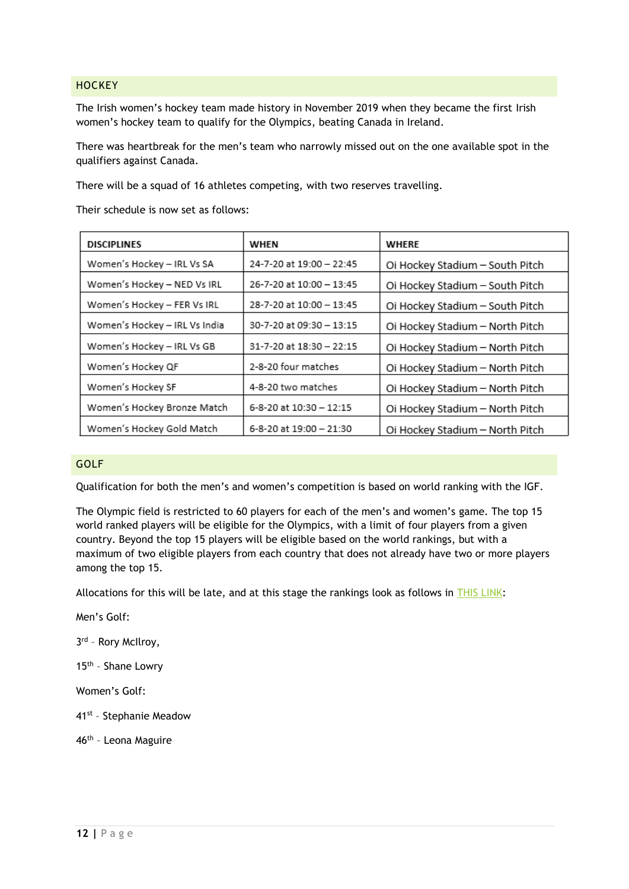## HOCKEY

The Irish women's hockey team made history in November 2019 when they became the first Irish women's hockey team to qualify for the Olympics, beating Canada in Ireland.

There was heartbreak for the men's team who narrowly missed out on the one available spot in the qualifiers against Canada.

There will be a squad of 16 athletes competing, with two reserves travelling.

Their schedule is now set as follows:

| DISCIPLINES | WHEN | WHERE |
|---|---|---|
| Women's Hockey – IRL Vs SA | 24-7-20 at 19:00 – 22:45 | Oi Hockey Stadium – South Pitch |
| Women's Hockey – NED Vs IRL | 26-7-20 at 10:00 – 13:45 | Oi Hockey Stadium – South Pitch |
| Women's Hockey – FER Vs IRL | 28-7-20 at 10:00 – 13:45 | Oi Hockey Stadium – South Pitch |
| Women's Hockey – IRL Vs India | 30-7-20 at 09:30 – 13:15 | Oi Hockey Stadium – North Pitch |
| Women's Hockey – IRL Vs GB | 31-7-20 at 18:30 – 22:15 | Oi Hockey Stadium – North Pitch |
| Women's Hockey QF | 2-8-20 four matches | Oi Hockey Stadium – North Pitch |
| Women's Hockey SF | 4-8-20 two matches | Oi Hockey Stadium – North Pitch |
| Women's Hockey Bronze Match | 6-8-20 at 10:30 – 12:15 | Oi Hockey Stadium – North Pitch |
| Women's Hockey Gold Match | 6-8-20 at 19:00 – 21:30 | Oi Hockey Stadium – North Pitch |

## GOLF

Qualification for both the men's and women's competition is based on world ranking with the IGF.

The Olympic field is restricted to 60 players for each of the men's and women's game. The top 15 world ranked players will be eligible for the Olympics, with a limit of four players from a given country. Beyond the top 15 players will be eligible based on the world rankings, but with a maximum of two eligible players from each country that does not already have two or more players among the top 15.

Allocations for this will be late, and at this stage the rankings look as follows in THIS LINK:

Men's Golf:

3rd – Rory McIlroy,

15th – Shane Lowry

Women's Golf:

41st – Stephanie Meadow

46th – Leona Maguire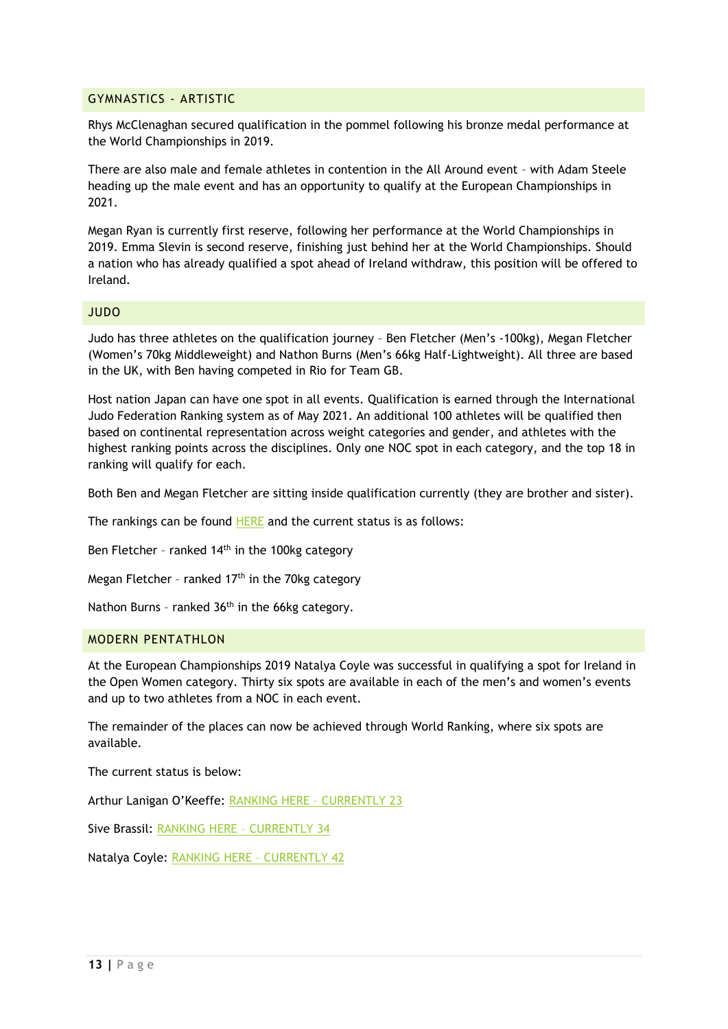## GYMNASTICS - ARTISTIC

Rhys McClenaghan secured qualification in the pommel following his bronze medal performance at the World Championships in 2019.

There are also male and female athletes in contention in the All Around event – with Adam Steele heading up the male event and has an opportunity to qualify at the European Championships in 2021.

Megan Ryan is currently first reserve, following her performance at the World Championships in 2019. Emma Slevin is second reserve, finishing just behind her at the World Championships. Should a nation who has already qualified a spot ahead of Ireland withdraw, this position will be offered to Ireland.

## JUDO

Judo has three athletes on the qualification journey – Ben Fletcher (Men's -100kg), Megan Fletcher (Women's 70kg Middleweight) and Nathon Burns (Men's 66kg Half-Lightweight). All three are based in the UK, with Ben having competed in Rio for Team GB.

Host nation Japan can have one spot in all events. Qualification is earned through the International Judo Federation Ranking system as of May 2021. An additional 100 athletes will be qualified then based on continental representation across weight categories and gender, and athletes with the highest ranking points across the disciplines. Only one NOC spot in each category, and the top 18 in ranking will qualify for each.

Both Ben and Megan Fletcher are sitting inside qualification currently (they are brother and sister).

The rankings can be found [HERE] and the current status is as follows:

Ben Fletcher – ranked 14th in the 100kg category

Megan Fletcher – ranked 17th in the 70kg category

Nathon Burns – ranked 36th in the 66kg category.

## MODERN PENTATHLON

At the European Championships 2019 Natalya Coyle was successful in qualifying a spot for Ireland in the Open Women category. Thirty six spots are available in each of the men's and women's events and up to two athletes from a NOC in each event.

The remainder of the places can now be achieved through World Ranking, where six spots are available.

The current status is below:

Arthur Lanigan O'Keeffe: RANKING HERE – CURRENTLY 23

Sive Brassil: RANKING HERE – CURRENTLY 34

Natalya Coyle: RANKING HERE – CURRENTLY 42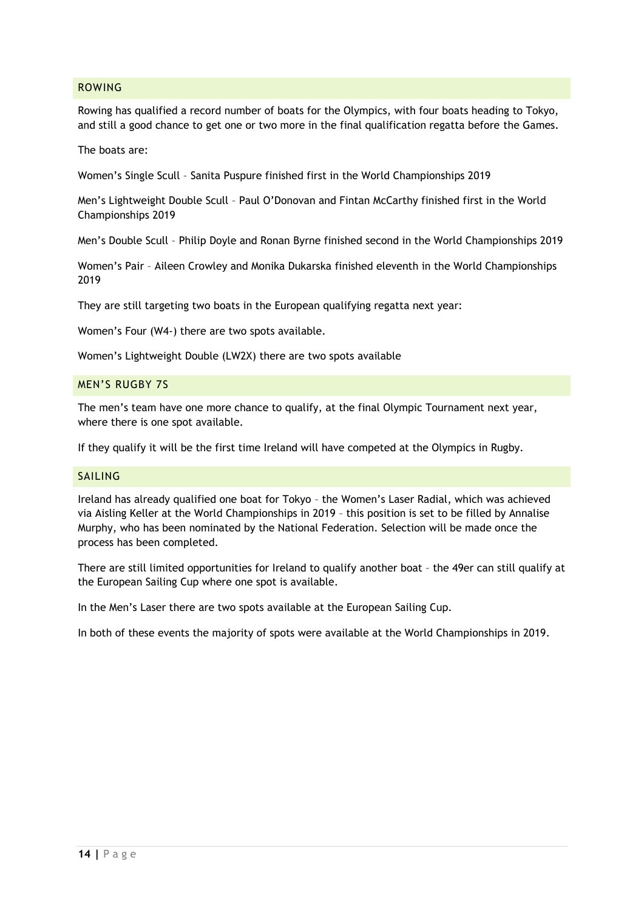## ROWING

Rowing has qualified a record number of boats for the Olympics, with four boats heading to Tokyo, and still a good chance to get one or two more in the final qualification regatta before the Games.

The boats are:

Women's Single Scull – Sanita Puspure finished first in the World Championships 2019

Men's Lightweight Double Scull – Paul O'Donovan and Fintan McCarthy finished first in the World Championships 2019

Men's Double Scull – Philip Doyle and Ronan Byrne finished second in the World Championships 2019

Women's Pair – Aileen Crowley and Monika Dukarska finished eleventh in the World Championships 2019

They are still targeting two boats in the European qualifying regatta next year:

Women's Four (W4-) there are two spots available.

Women's Lightweight Double (LW2X) there are two spots available

## MEN'S RUGBY 7S

The men's team have one more chance to qualify, at the final Olympic Tournament next year, where there is one spot available.

If they qualify it will be the first time Ireland will have competed at the Olympics in Rugby.

## SAILING

Ireland has already qualified one boat for Tokyo – the Women's Laser Radial, which was achieved via Aisling Keller at the World Championships in 2019 – this position is set to be filled by Annalise Murphy, who has been nominated by the National Federation. Selection will be made once the process has been completed.

There are still limited opportunities for Ireland to qualify another boat – the 49er can still qualify at the European Sailing Cup where one spot is available.

In the Men's Laser there are two spots available at the European Sailing Cup.

In both of these events the majority of spots were available at the World Championships in 2019.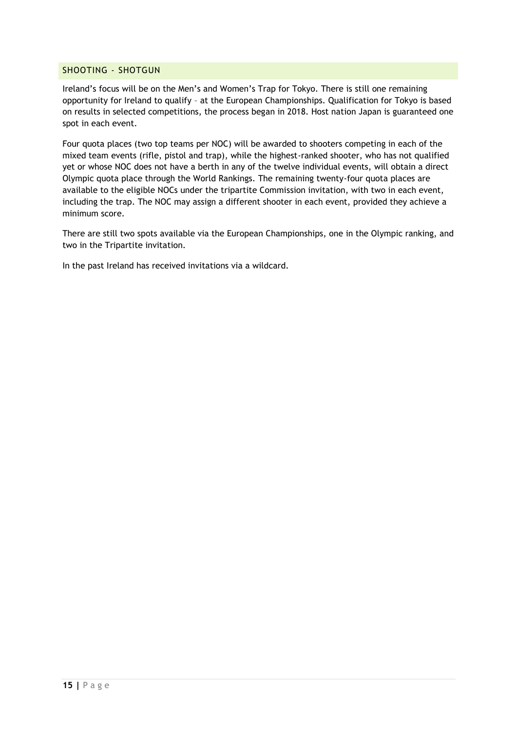## SHOOTING - SHOTGUN

Ireland's focus will be on the Men's and Women's Trap for Tokyo. There is still one remaining opportunity for Ireland to qualify – at the European Championships. Qualification for Tokyo is based on results in selected competitions, the process began in 2018. Host nation Japan is guaranteed one spot in each event.

Four quota places (two top teams per NOC) will be awarded to shooters competing in each of the mixed team events (rifle, pistol and trap), while the highest-ranked shooter, who has not qualified yet or whose NOC does not have a berth in any of the twelve individual events, will obtain a direct Olympic quota place through the World Rankings. The remaining twenty-four quota places are available to the eligible NOCs under the tripartite Commission invitation, with two in each event, including the trap. The NOC may assign a different shooter in each event, provided they achieve a minimum score.

There are still two spots available via the European Championships, one in the Olympic ranking, and two in the Tripartite invitation.

In the past Ireland has received invitations via a wildcard.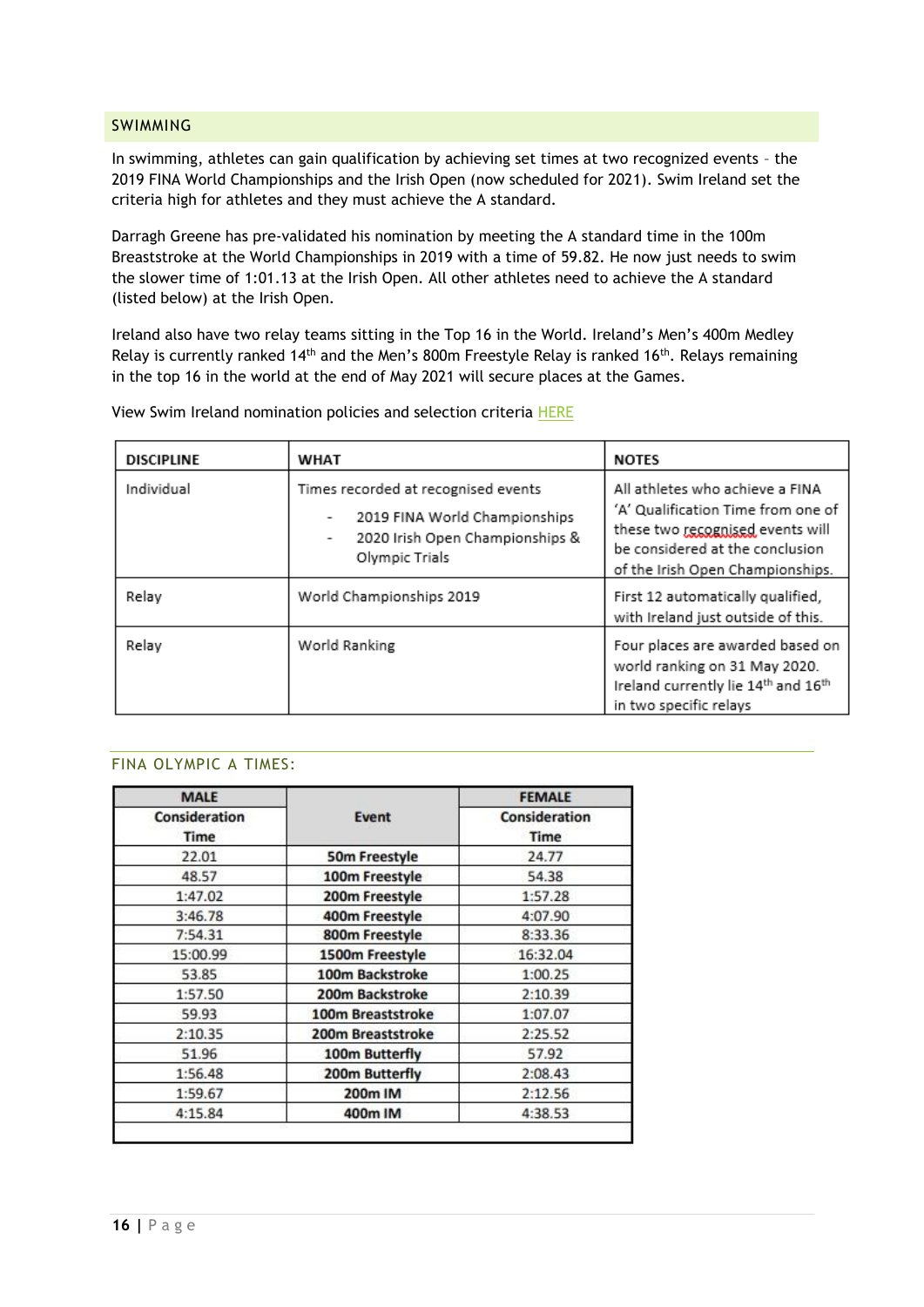## SWIMMING

In swimming, athletes can gain qualification by achieving set times at two recognized events – the 2019 FINA World Championships and the Irish Open (now scheduled for 2021). Swim Ireland set the criteria high for athletes and they must achieve the A standard.

Darragh Greene has pre-validated his nomination by meeting the A standard time in the 100m Breaststroke at the World Championships in 2019 with a time of 59.82. He now just needs to swim the slower time of 1:01.13 at the Irish Open. All other athletes need to achieve the A standard (listed below) at the Irish Open.

Ireland also have two relay teams sitting in the Top 16 in the World. Ireland's Men's 400m Medley Relay is currently ranked 14th and the Men's 800m Freestyle Relay is ranked 16th. Relays remaining in the top 16 in the world at the end of May 2021 will secure places at the Games.

View Swim Ireland nomination policies and selection criteria HERE

| DISCIPLINE | WHAT | NOTES |
|---|---|---|
| Individual | Times recorded at recognised events<br>- 2019 FINA World Championships<br>- 2020 Irish Open Championships & Olympic Trials | All athletes who achieve a FINA 'A' Qualification Time from one of these two recognised events will be considered at the conclusion of the Irish Open Championships. |
| Relay | World Championships 2019 | First 12 automatically qualified, with Ireland just outside of this. |
| Relay | World Ranking | Four places are awarded based on world ranking on 31 May 2020. Ireland currently lie 14th and 16th in two specific relays |

### FINA OLYMPIC A TIMES:

| MALE Consideration Time | Event | FEMALE Consideration Time |
|---|---|---|
| 22.01 | 50m Freestyle | 24.77 |
| 48.57 | 100m Freestyle | 54.38 |
| 1:47.02 | 200m Freestyle | 1:57.28 |
| 3:46.78 | 400m Freestyle | 4:07.90 |
| 7:54.31 | 800m Freestyle | 8:33.36 |
| 15:00.99 | 1500m Freestyle | 16:32.04 |
| 53.85 | 100m Backstroke | 1:00.25 |
| 1:57.50 | 200m Backstroke | 2:10.39 |
| 59.93 | 100m Breaststroke | 1:07.07 |
| 2:10.35 | 200m Breaststroke | 2:25.52 |
| 51.96 | 100m Butterfly | 57.92 |
| 1:56.48 | 200m Butterfly | 2:08.43 |
| 1:59.67 | 200m IM | 2:12.56 |
| 4:15.84 | 400m IM | 4:38.53 |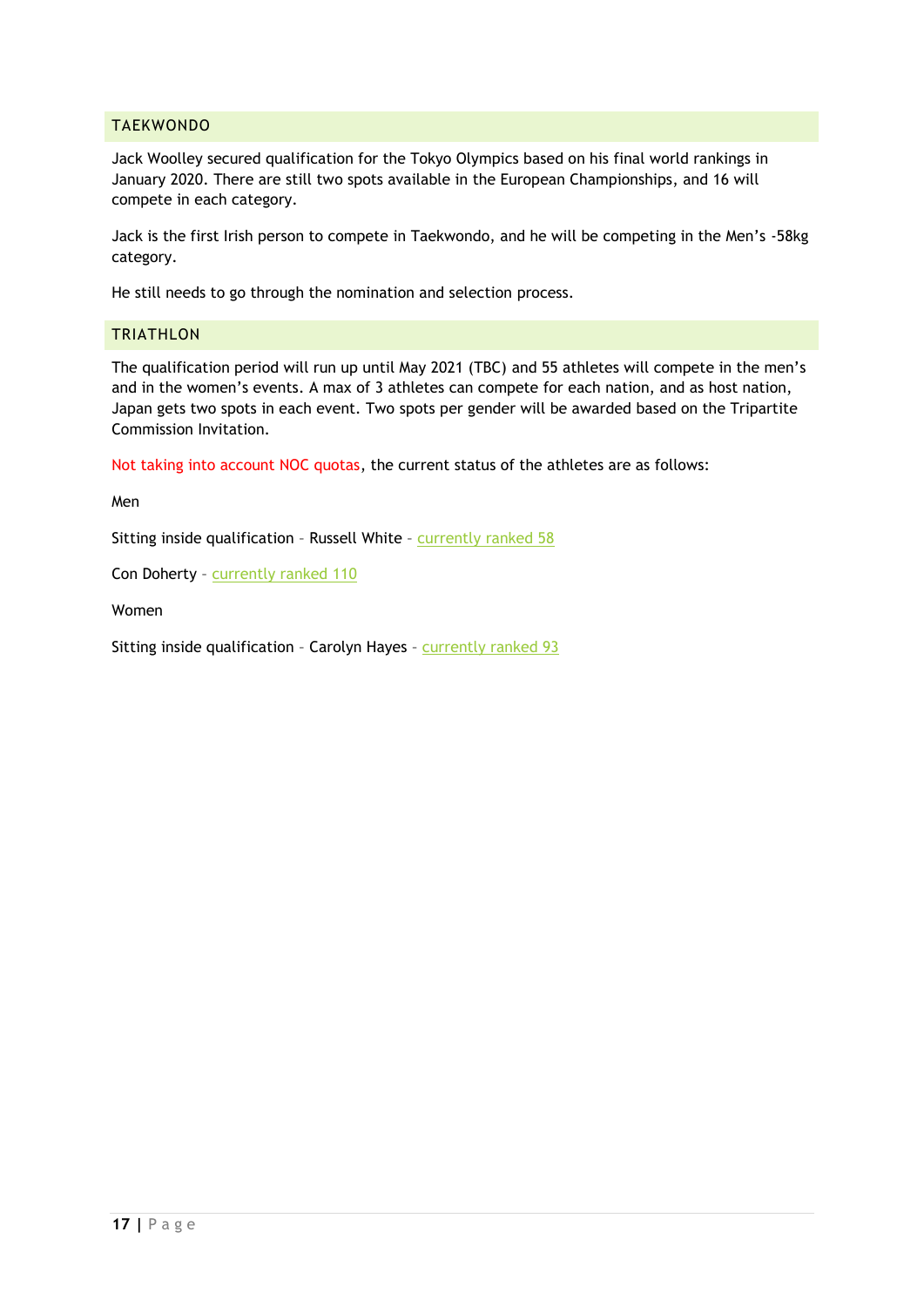## TAEKWONDO

Jack Woolley secured qualification for the Tokyo Olympics based on his final world rankings in January 2020. There are still two spots available in the European Championships, and 16 will compete in each category.

Jack is the first Irish person to compete in Taekwondo, and he will be competing in the Men's -58kg category.

He still needs to go through the nomination and selection process.

## TRIATHLON

The qualification period will run up until May 2021 (TBC) and 55 athletes will compete in the men's and in the women's events. A max of 3 athletes can compete for each nation, and as host nation, Japan gets two spots in each event. Two spots per gender will be awarded based on the Tripartite Commission Invitation.

Not taking into account NOC quotas, the current status of the athletes are as follows:

Men

Sitting inside qualification – Russell White – currently ranked 58

Con Doherty – currently ranked 110

Women

Sitting inside qualification – Carolyn Hayes – currently ranked 93